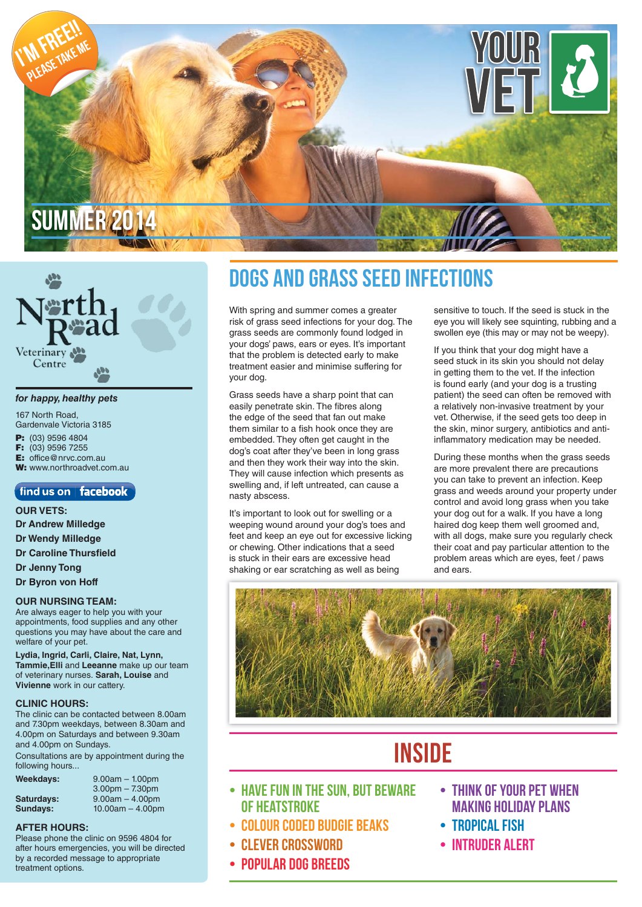I'M FREE!! PLEASE TAKE ME

# YOUR VET

## SUMMER 2014

**North Road Veterinary Centre**

*for happy, healthy pets*

167 North Road,
Gardenvale Victoria 3185

**P:** (03) 9596 4804
**F:** (03) 9596 7255
**E:** office@nrvc.com.au
**W:** www.northroadvet.com.au

find us on facebook

**OUR VETS:**

**Dr Andrew Milledge**
**Dr Wendy Milledge**
**Dr Caroline Thursfield**
**Dr Jenny Tong**
**Dr Byron von Hoff**

**OUR NURSING TEAM:**

Are always eager to help you with your appointments, food supplies and any other questions you may have about the care and welfare of your pet.

**Lydia, Ingrid, Carli, Claire, Nat, Lynn, Tammie,Elli** and **Leeanne** make up our team of veterinary nurses. **Sarah, Louise** and **Vivienne** work in our cattery.

**CLINIC HOURS:**

The clinic can be contacted between 8.00am and 7.30pm weekdays, between 8.30am and 4.00pm on Saturdays and between 9.30am and 4.00pm on Sundays.

Consultations are by appointment during the following hours...

| | |
|---|---|
| **Weekdays:** | 9.00am – 1.00pm<br>3.00pm – 7.30pm |
| **Saturdays:** | 9.00am – 4.00pm |
| **Sundays:** | 10.00am – 4.00pm |

**AFTER HOURS:**

Please phone the clinic on 9596 4804 for after hours emergencies, you will be directed by a recorded message to appropriate treatment options.

## DOGS AND GRASS SEED INFECTIONS

With spring and summer comes a greater risk of grass seed infections for your dog. The grass seeds are commonly found lodged in your dogs' paws, ears or eyes. It's important that the problem is detected early to make treatment easier and minimise suffering for your dog.

Grass seeds have a sharp point that can easily penetrate skin. The fibres along the edge of the seed that fan out make them similar to a fish hook once they are embedded. They often get caught in the dog's coat after they've been in long grass and then they work their way into the skin. They will cause infection which presents as swelling and, if left untreated, can cause a nasty abscess.

It's important to look out for swelling or a weeping wound around your dog's toes and feet and keep an eye out for excessive licking or chewing. Other indications that a seed is stuck in their ears are excessive head shaking or ear scratching as well as being sensitive to touch. If the seed is stuck in the eye you will likely see squinting, rubbing and a swollen eye (this may or may not be weepy).

If you think that your dog might have a seed stuck in its skin you should not delay in getting them to the vet. If the infection is found early (and your dog is a trusting patient) the seed can often be removed with a relatively non-invasive treatment by your vet. Otherwise, if the seed gets too deep in the skin, minor surgery, antibiotics and anti-inflammatory medication may be needed.

During these months when the grass seeds are more prevalent there are precautions you can take to prevent an infection. Keep grass and weeds around your property under control and avoid long grass when you take your dog out for a walk. If you have a long haired dog keep them well groomed and, with all dogs, make sure you regularly check their coat and pay particular attention to the problem areas which are eyes, feet / paws and ears.

## INSIDE

- HAVE FUN IN THE SUN, BUT BEWARE OF HEATSTROKE
- COLOUR CODED BUDGIE BEAKS
- CLEVER CROSSWORD
- POPULAR DOG BREEDS
- THINK OF YOUR PET WHEN MAKING HOLIDAY PLANS
- TROPICAL FISH
- INTRUDER ALERT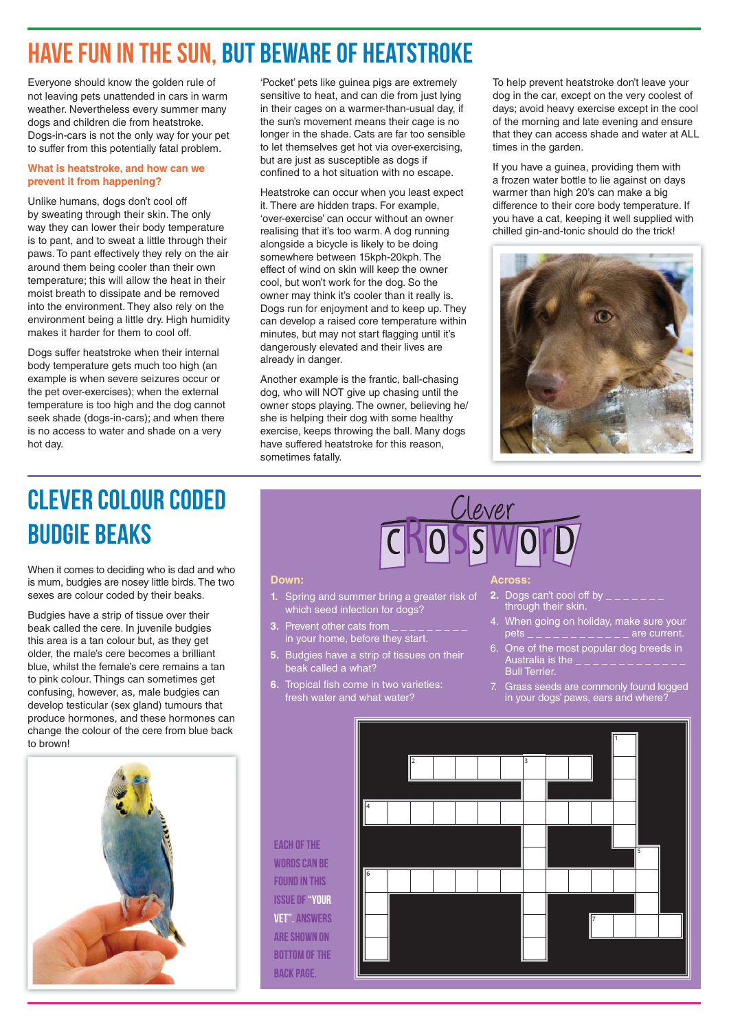# HAVE FUN IN THE SUN, BUT BEWARE OF HEATSTROKE

Everyone should know the golden rule of not leaving pets unattended in cars in warm weather. Nevertheless every summer many dogs and children die from heatstroke. Dogs-in-cars is not the only way for your pet to suffer from this potentially fatal problem.

### What is heatstroke, and how can we prevent it from happening?

Unlike humans, dogs don't cool off by sweating through their skin. The only way they can lower their body temperature is to pant, and to sweat a little through their paws. To pant effectively they rely on the air around them being cooler than their own temperature; this will allow the heat in their moist breath to dissipate and be removed into the environment. They also rely on the environment being a little dry. High humidity makes it harder for them to cool off.

Dogs suffer heatstroke when their internal body temperature gets much too high (an example is when severe seizures occur or the pet over-exercises); when the external temperature is too high and the dog cannot seek shade (dogs-in-cars); and when there is no access to water and shade on a very hot day.

'Pocket' pets like guinea pigs are extremely sensitive to heat, and can die from just lying in their cages on a warmer-than-usual day, if the sun's movement means their cage is no longer in the shade. Cats are far too sensible to let themselves get hot via over-exercising, but are just as susceptible as dogs if confined to a hot situation with no escape.

Heatstroke can occur when you least expect it. There are hidden traps. For example, 'over-exercise' can occur without an owner realising that it's too warm. A dog running alongside a bicycle is likely to be doing somewhere between 15kph-20kph. The effect of wind on skin will keep the owner cool, but won't work for the dog. So the owner may think it's cooler than it really is. Dogs run for enjoyment and to keep up. They can develop a raised core temperature within minutes, but may not start flagging until it's dangerously elevated and their lives are already in danger.

Another example is the frantic, ball-chasing dog, who will NOT give up chasing until the owner stops playing. The owner, believing he/she is helping their dog with some healthy exercise, keeps throwing the ball. Many dogs have suffered heatstroke for this reason, sometimes fatally.

To help prevent heatstroke don't leave your dog in the car, except on the very coolest of days; avoid heavy exercise except in the cool of the morning and late evening and ensure that they can access shade and water at ALL times in the garden.

If you have a guinea, providing them with a frozen water bottle to lie against on days warmer than high 20's can make a big difference to their core body temperature. If you have a cat, keeping it well supplied with chilled gin-and-tonic should do the trick!

# CLEVER COLOUR CODED BUDGIE BEAKS

When it comes to deciding who is dad and who is mum, budgies are nosey little birds. The two sexes are colour coded by their beaks.

Budgies have a strip of tissue over their beak called the cere. In juvenile budgies this area is a tan colour but, as they get older, the male's cere becomes a brilliant blue, whilst the female's cere remains a tan to pink colour. Things can sometimes get confusing, however, as, male budgies can develop testicular (sex gland) tumours that produce hormones, and these hormones can change the colour of the cere from blue back to brown!

# Clever CROSSWORD

**Down:**

1. Spring and summer bring a greater risk of which seed infection for dogs?
3. Prevent other cats from _ _ _ _ _ _ _ _ _ in your home, before they start.
5. Budgies have a strip of tissues on their beak called a what?
6. Tropical fish come in two varieties: fresh water and what water?

**Across:**

2. Dogs can't cool off by _ _ _ _ _ _ _ through their skin.
4. When going on holiday, make sure your pets _ _ _ _ _ _ _ _ _ _ _ are current.
6. One of the most popular dog breeds in Australia is the _ _ _ _ _ _ _ _ _ _ _ _ _ Bull Terrier.
7. Grass seeds are commonly found logged in your dogs' paws, ears and where?

EACH OF THE WORDS CAN BE FOUND IN THIS ISSUE OF "YOUR VET". ANSWERS ARE SHOWN ON BOTTOM OF THE BACK PAGE.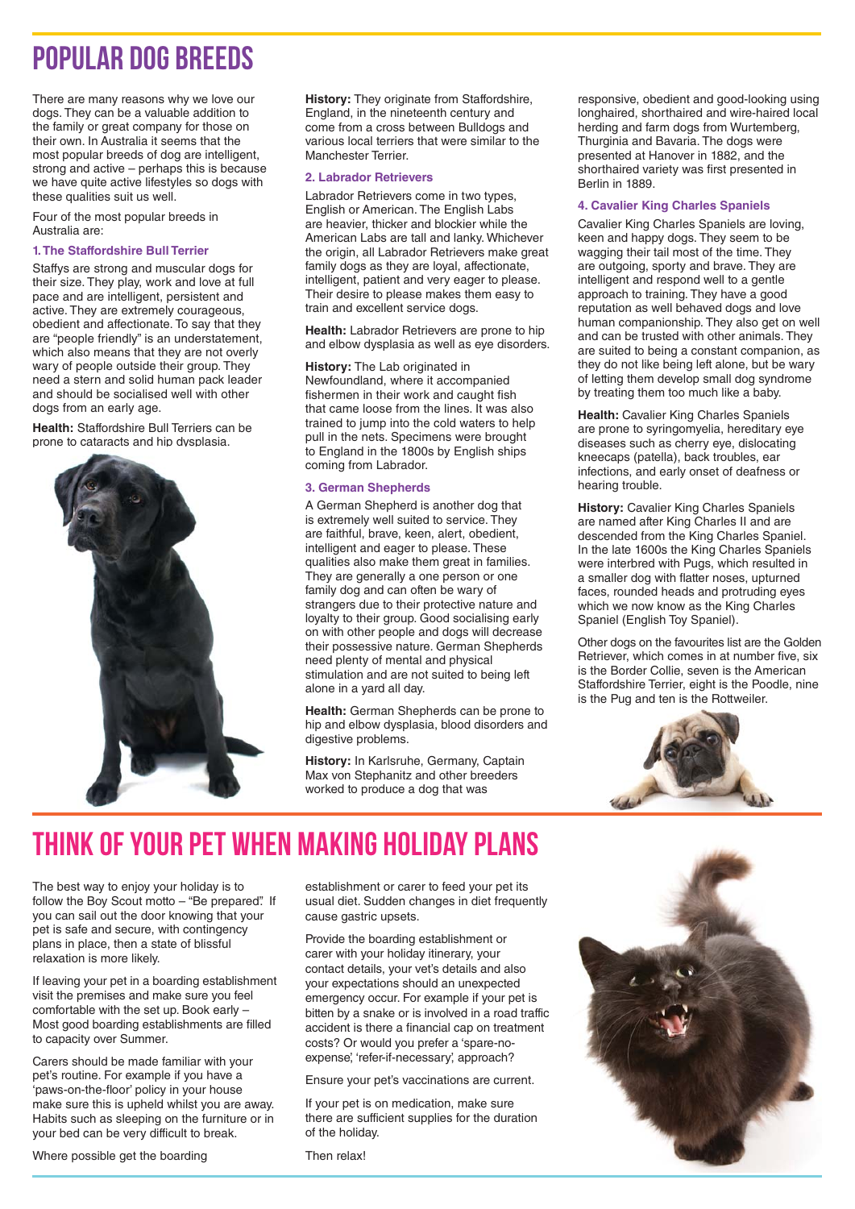# POPULAR DOG BREEDS

There are many reasons why we love our dogs. They can be a valuable addition to the family or great company for those on their own. In Australia it seems that the most popular breeds of dog are intelligent, strong and active – perhaps this is because we have quite active lifestyles so dogs with these qualities suit us well.

Four of the most popular breeds in Australia are:

### 1. The Staffordshire Bull Terrier

Staffys are strong and muscular dogs for their size. They play, work and love at full pace and are intelligent, persistent and active. They are extremely courageous, obedient and affectionate. To say that they are "people friendly" is an understatement, which also means that they are not overly wary of people outside their group. They need a stern and solid human pack leader and should be socialised well with other dogs from an early age.

**Health:** Staffordshire Bull Terriers can be prone to cataracts and hip dysplasia.

**History:** They originate from Staffordshire, England, in the nineteenth century and come from a cross between Bulldogs and various local terriers that were similar to the Manchester Terrier.

### 2. Labrador Retrievers

Labrador Retrievers come in two types, English or American. The English Labs are heavier, thicker and blockier while the American Labs are tall and lanky. Whichever the origin, all Labrador Retrievers make great family dogs as they are loyal, affectionate, intelligent, patient and very eager to please. Their desire to please makes them easy to train and excellent service dogs.

**Health:** Labrador Retrievers are prone to hip and elbow dysplasia as well as eye disorders.

**History:** The Lab originated in Newfoundland, where it accompanied fishermen in their work and caught fish that came loose from the lines. It was also trained to jump into the cold waters to help pull in the nets. Specimens were brought to England in the 1800s by English ships coming from Labrador.

### 3. German Shepherds

A German Shepherd is another dog that is extremely well suited to service. They are faithful, brave, keen, alert, obedient, intelligent and eager to please. These qualities also make them great in families. They are generally a one person or one family dog and can often be wary of strangers due to their protective nature and loyalty to their group. Good socialising early on with other people and dogs will decrease their possessive nature. German Shepherds need plenty of mental and physical stimulation and are not suited to being left alone in a yard all day.

**Health:** German Shepherds can be prone to hip and elbow dysplasia, blood disorders and digestive problems.

**History:** In Karlsruhe, Germany, Captain Max von Stephanitz and other breeders worked to produce a dog that was responsive, obedient and good-looking using longhaired, shorthaired and wire-haired local herding and farm dogs from Wurtemberg, Thurginia and Bavaria. The dogs were presented at Hanover in 1882, and the shorthaired variety was first presented in Berlin in 1889.

### 4. Cavalier King Charles Spaniels

Cavalier King Charles Spaniels are loving, keen and happy dogs. They seem to be wagging their tail most of the time. They are outgoing, sporty and brave. They are intelligent and respond well to a gentle approach to training. They have a good reputation as well behaved dogs and love human companionship. They also get on well and can be trusted with other animals. They are suited to being a constant companion, as they do not like being left alone, but be wary of letting them develop small dog syndrome by treating them too much like a baby.

**Health:** Cavalier King Charles Spaniels are prone to syringomyelia, hereditary eye diseases such as cherry eye, dislocating kneecaps (patella), back troubles, ear infections, and early onset of deafness or hearing trouble.

**History:** Cavalier King Charles Spaniels are named after King Charles II and are descended from the King Charles Spaniel. In the late 1600s the King Charles Spaniels were interbred with Pugs, which resulted in a smaller dog with flatter noses, upturned faces, rounded heads and protruding eyes which we now know as the King Charles Spaniel (English Toy Spaniel).

Other dogs on the favourites list are the Golden Retriever, which comes in at number five, six is the Border Collie, seven is the American Staffordshire Terrier, eight is the Poodle, nine is the Pug and ten is the Rottweiler.

# THINK OF YOUR PET WHEN MAKING HOLIDAY PLANS

The best way to enjoy your holiday is to follow the Boy Scout motto – "Be prepared". If you can sail out the door knowing that your pet is safe and secure, with contingency plans in place, then a state of blissful relaxation is more likely.

If leaving your pet in a boarding establishment visit the premises and make sure you feel comfortable with the set up. Book early – Most good boarding establishments are filled to capacity over Summer.

Carers should be made familiar with your pet's routine. For example if you have a 'paws-on-the-floor' policy in your house make sure this is upheld whilst you are away. Habits such as sleeping on the furniture or in your bed can be very difficult to break.

Where possible get the boarding establishment or carer to feed your pet its usual diet. Sudden changes in diet frequently cause gastric upsets.

Provide the boarding establishment or carer with your holiday itinerary, your contact details, your vet's details and also your expectations should an unexpected emergency occur. For example if your pet is bitten by a snake or is involved in a road traffic accident is there a financial cap on treatment costs? Or would you prefer a 'spare-no-expense', 'refer-if-necessary', approach?

Ensure your pet's vaccinations are current.

If your pet is on medication, make sure there are sufficient supplies for the duration of the holiday.

Then relax!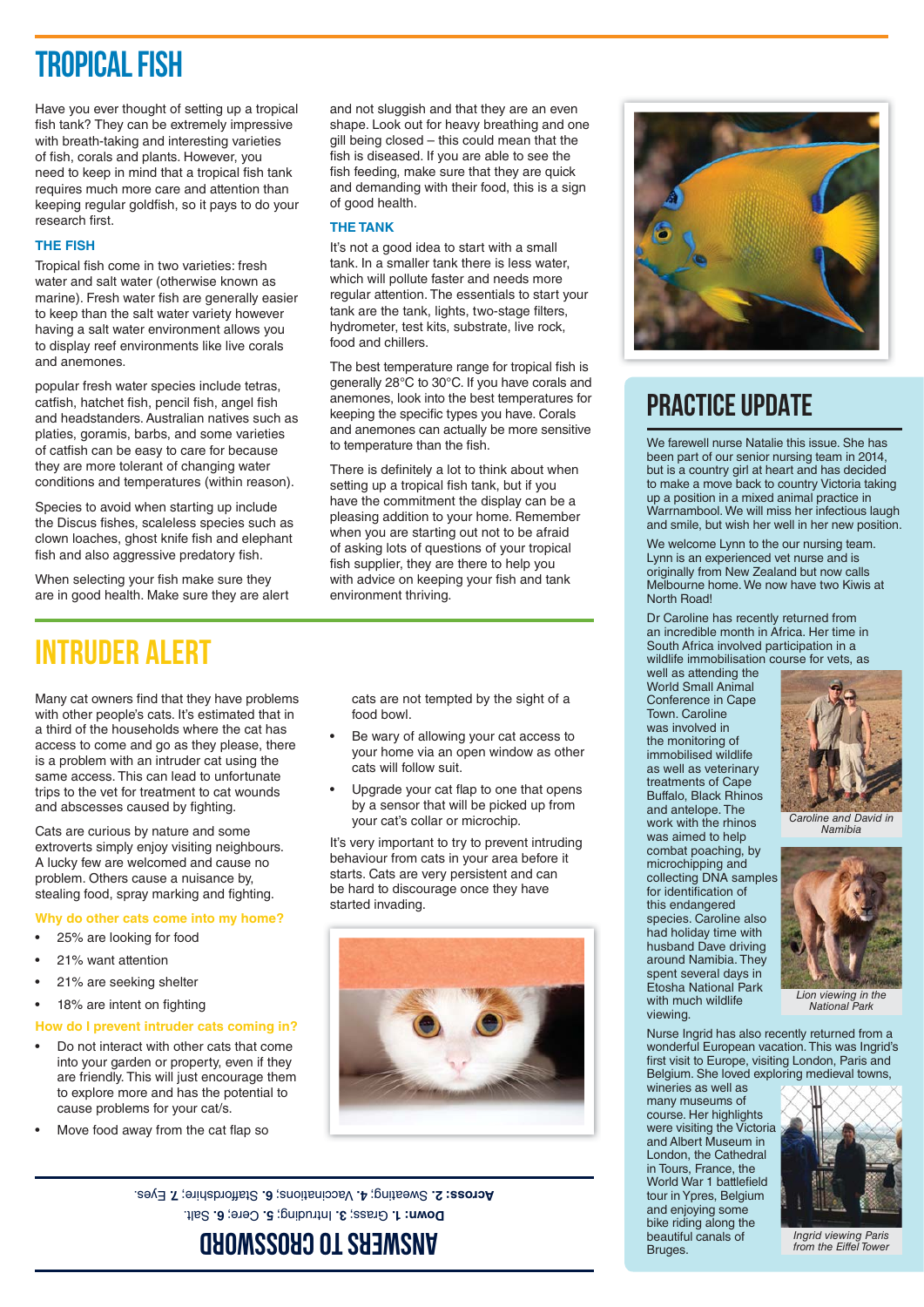# TROPICAL FISH

Have you ever thought of setting up a tropical fish tank? They can be extremely impressive with breath-taking and interesting varieties of fish, corals and plants. However, you need to keep in mind that a tropical fish tank requires much more care and attention than keeping regular goldfish, so it pays to do your research first.

## THE FISH

Tropical fish come in two varieties: fresh water and salt water (otherwise known as marine). Fresh water fish are generally easier to keep than the salt water variety however having a salt water environment allows you to display reef environments like live corals and anemones.

popular fresh water species include tetras, catfish, hatchet fish, pencil fish, angel fish and headstanders. Australian natives such as platies, goramis, barbs, and some varieties of catfish can be easy to care for because they are more tolerant of changing water conditions and temperatures (within reason).

Species to avoid when starting up include the Discus fishes, scaleless species such as clown loaches, ghost knife fish and elephant fish and also aggressive predatory fish.

When selecting your fish make sure they are in good health. Make sure they are alert and not sluggish and that they are an even shape. Look out for heavy breathing and one gill being closed – this could mean that the fish is diseased. If you are able to see the fish feeding, make sure that they are quick and demanding with their food, this is a sign of good health.

## THE TANK

It's not a good idea to start with a small tank. In a smaller tank there is less water, which will pollute faster and needs more regular attention. The essentials to start your tank are the tank, lights, two-stage filters, hydrometer, test kits, substrate, live rock, food and chillers.

The best temperature range for tropical fish is generally 28°C to 30°C. If you have corals and anemones, look into the best temperatures for keeping the specific types you have. Corals and anemones can actually be more sensitive to temperature than the fish.

There is definitely a lot to think about when setting up a tropical fish tank, but if you have the commitment the display can be a pleasing addition to your home. Remember when you are starting out not to be afraid of asking lots of questions of your tropical fish supplier, they are there to help you with advice on keeping your fish and tank environment thriving.

# INTRUDER ALERT

Many cat owners find that they have problems with other people's cats. It's estimated that in a third of the households where the cat has access to come and go as they please, there is a problem with an intruder cat using the same access. This can lead to unfortunate trips to the vet for treatment to cat wounds and abscesses caused by fighting.

Cats are curious by nature and some extroverts simply enjoy visiting neighbours. A lucky few are welcomed and cause no problem. Others cause a nuisance by, stealing food, spray marking and fighting.

### Why do other cats come into my home?

- 25% are looking for food
- 21% want attention
- 21% are seeking shelter
- 18% are intent on fighting

### How do I prevent intruder cats coming in?

- Do not interact with other cats that come into your garden or property, even if they are friendly. This will just encourage them to explore more and has the potential to cause problems for your cat/s.
- Move food away from the cat flap so cats are not tempted by the sight of a food bowl.
- Be wary of allowing your cat access to your home via an open window as other cats will follow suit.
- Upgrade your cat flap to one that opens by a sensor that will be picked up from your cat's collar or microchip.

It's very important to try to prevent intruding behaviour from cats in your area before it starts. Cats are very persistent and can be hard to discourage once they have started invading.

# PRACTICE UPDATE

We farewell nurse Natalie this issue. She has been part of our senior nursing team in 2014, but is a country girl at heart and has decided to make a move back to country Victoria taking up a position in a mixed animal practice in Warrnambool. We will miss her infectious laugh and smile, but wish her well in her new position.

We welcome Lynn to the our nursing team. Lynn is an experienced vet nurse and is originally from New Zealand but now calls Melbourne home. We now have two Kiwis at North Road!

Dr Caroline has recently returned from an incredible month in Africa. Her time in South Africa involved participation in a wildlife immobilisation course for vets, as well as attending the World Small Animal Conference in Cape Town. Caroline was involved in the monitoring of immobilised wildlife as well as veterinary treatments of Cape Buffalo, Black Rhinos and antelope. The work with the rhinos was aimed to help combat poaching, by microchipping and collecting DNA samples for identification of this endangered species. Caroline also had holiday time with husband Dave driving around Namibia. They spent several days in Etosha National Park with much wildlife viewing.

*Caroline and David in Namibia*

*Lion viewing in the National Park*

Nurse Ingrid has also recently returned from a wonderful European vacation. This was Ingrid's first visit to Europe, visiting London, Paris and Belgium. She loved exploring medieval towns, wineries as well as many museums of course. Her highlights were visiting the Victoria and Albert Museum in London, the Cathedral in Tours, France, the World War 1 battlefield tour in Ypres, Belgium and enjoying some bike riding along the beautiful canals of Bruges.

*Ingrid viewing Paris from the Eiffel Tower*

# ANSWERS TO CROSSWORD

**Down: 1.** Grass; **3.** Intruding; **5.** Cere; **6.** Salt.

**Across: 2.** Sweating; **4.** Vaccinations; **6.** Staffordshire; **7.** Eyes.